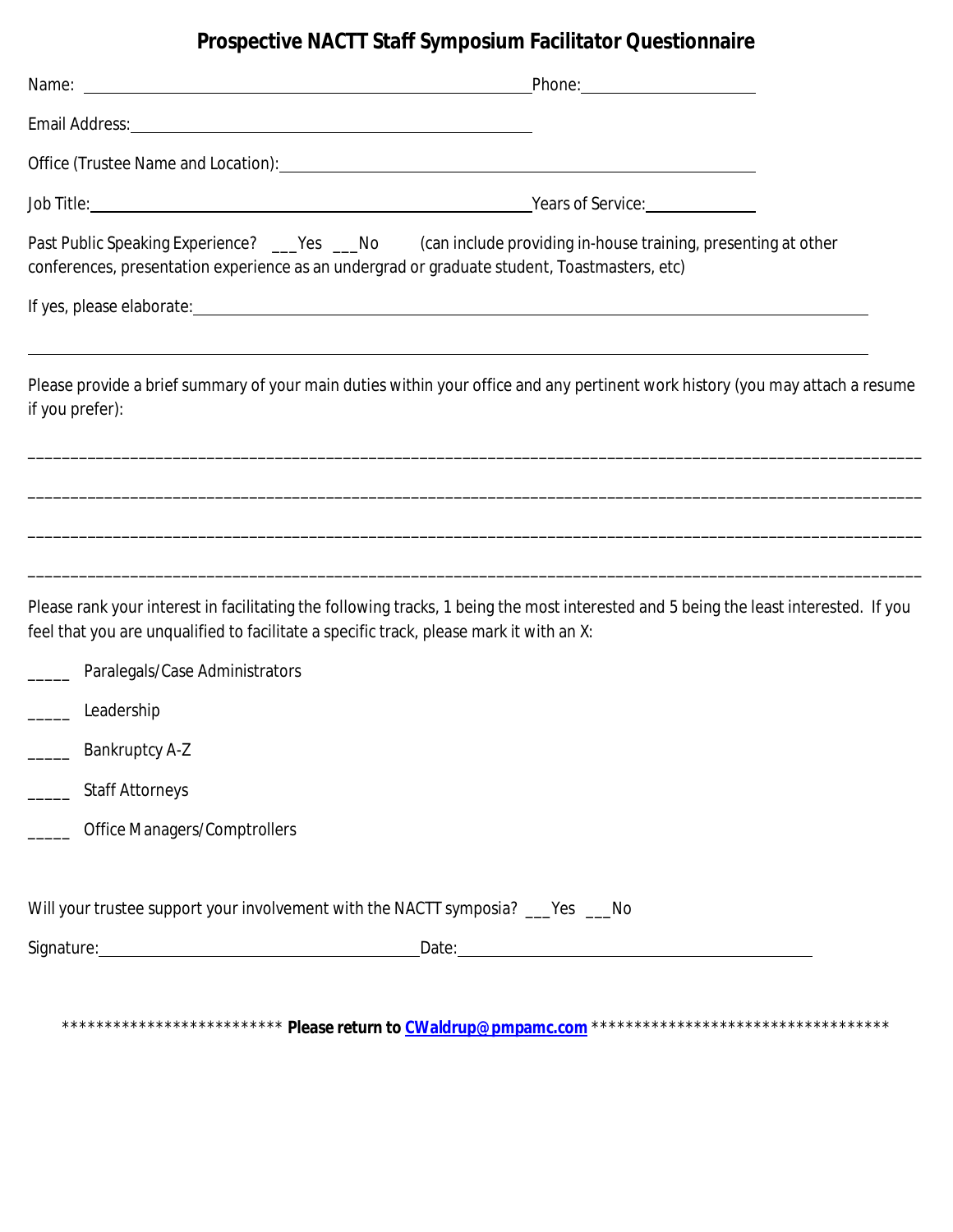# Prospective NACTT Staff Symposium Facilitator Questionnaire

Name: ____________________________________________ Phone: ____________________

Email Address: ____________________________________________

Office (Trustee Name and Location): ____________________________________________

Job Title: ____________________________________________ Years of Service: ______________

Past Public Speaking Experience? ___Yes ___No (can include providing in-house training, presenting at other conferences, presentation experience as an undergrad or graduate student, Toastmasters, etc)

If yes, please elaborate: ____________________________________________

____________________________________________________________________________

Please provide a brief summary of your main duties within your office and any pertinent work history (you may attach a resume if you prefer):

____________________________________________________________________________

____________________________________________________________________________

____________________________________________________________________________

____________________________________________________________________________

Please rank your interest in facilitating the following tracks, 1 being the most interested and 5 being the least interested. If you feel that you are unqualified to facilitate a specific track, please mark it with an X:

_____ Paralegals/Case Administrators

_____ Leadership

_____ Bankruptcy A-Z

_____ Staff Attorneys

_____ Office Managers/Comptrollers

Will your trustee support your involvement with the NACTT symposia? ___Yes ___No

Signature: ______________________________ Date: ______________________________

************************** **Please return to [CWaldrup@pmpamc.com](mailto:CWaldrup@pmpamc.com)** ***********************************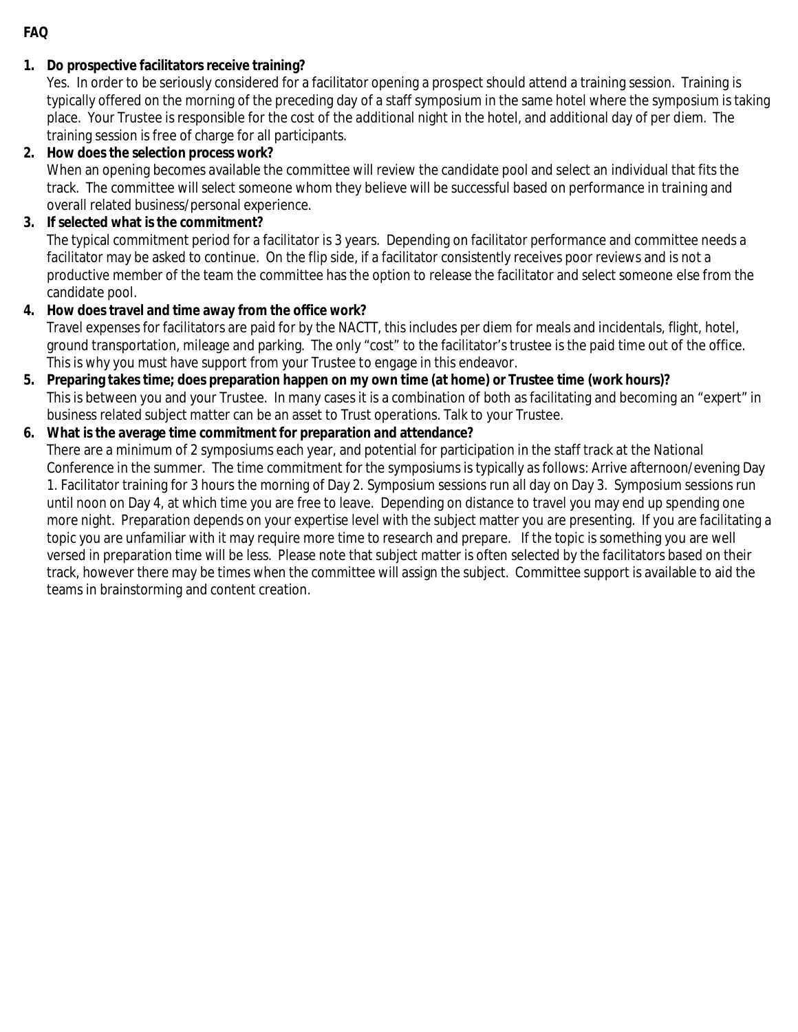**FAQ**

1. **Do prospective facilitators receive training?**
   Yes. In order to be seriously considered for a facilitator opening a prospect should attend a training session. Training is typically offered on the morning of the preceding day of a staff symposium in the same hotel where the symposium is taking place. Your Trustee is responsible for the cost of the additional night in the hotel, and additional day of per diem. The training session is free of charge for all participants.
2. **How does the selection process work?**
   When an opening becomes available the committee will review the candidate pool and select an individual that fits the track. The committee will select someone whom they believe will be successful based on performance in training and overall related business/personal experience.
3. **If selected what is the commitment?**
   The typical commitment period for a facilitator is 3 years. Depending on facilitator performance and committee needs a facilitator may be asked to continue. On the flip side, if a facilitator consistently receives poor reviews and is not a productive member of the team the committee has the option to release the facilitator and select someone else from the candidate pool.
4. **How does travel and time away from the office work?**
   Travel expenses for facilitators are paid for by the NACTT, this includes per diem for meals and incidentals, flight, hotel, ground transportation, mileage and parking. The only "cost" to the facilitator's trustee is the paid time out of the office. This is why you must have support from your Trustee to engage in this endeavor.
5. **Preparing takes time; does preparation happen on my own time (at home) or Trustee time (work hours)?**
   This is between you and your Trustee. In many cases it is a combination of both as facilitating and becoming an "expert" in business related subject matter can be an asset to Trust operations. Talk to your Trustee.
6. **What is the average time commitment for preparation and attendance?**
   There are a minimum of 2 symposiums each year, and potential for participation in the staff track at the National Conference in the summer. The time commitment for the symposiums is typically as follows: Arrive afternoon/evening Day 1. Facilitator training for 3 hours the morning of Day 2. Symposium sessions run all day on Day 3. Symposium sessions run until noon on Day 4, at which time you are free to leave. Depending on distance to travel you may end up spending one more night. Preparation depends on your expertise level with the subject matter you are presenting. If you are facilitating a topic you are unfamiliar with it may require more time to research and prepare. If the topic is something you are well versed in preparation time will be less. Please note that subject matter is often selected by the facilitators based on their track, however there may be times when the committee will assign the subject. Committee support is available to aid the teams in brainstorming and content creation.